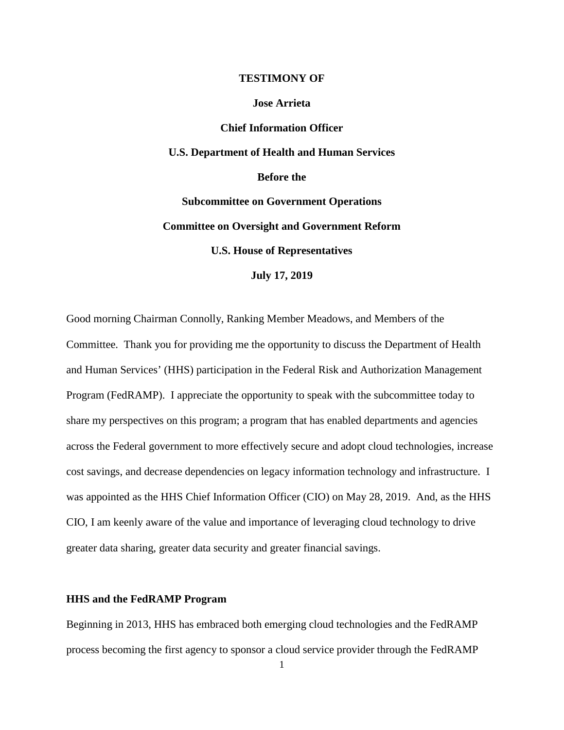**TESTIMONY OF**

**Jose Arrieta**

**Chief Information Officer**

**U.S. Department of Health and Human Services**

**Before the**

**Subcommittee on Government Operations**

**Committee on Oversight and Government Reform**

**U.S. House of Representatives**

**July 17, 2019**

Good morning Chairman Connolly, Ranking Member Meadows, and Members of the Committee. Thank you for providing me the opportunity to discuss the Department of Health and Human Services' (HHS) participation in the Federal Risk and Authorization Management Program (FedRAMP). I appreciate the opportunity to speak with the subcommittee today to share my perspectives on this program; a program that has enabled departments and agencies across the Federal government to more effectively secure and adopt cloud technologies, increase cost savings, and decrease dependencies on legacy information technology and infrastructure. I was appointed as the HHS Chief Information Officer (CIO) on May 28, 2019. And, as the HHS CIO, I am keenly aware of the value and importance of leveraging cloud technology to drive greater data sharing, greater data security and greater financial savings.

## HHS and the FedRAMP Program

Beginning in 2013, HHS has embraced both emerging cloud technologies and the FedRAMP process becoming the first agency to sponsor a cloud service provider through the FedRAMP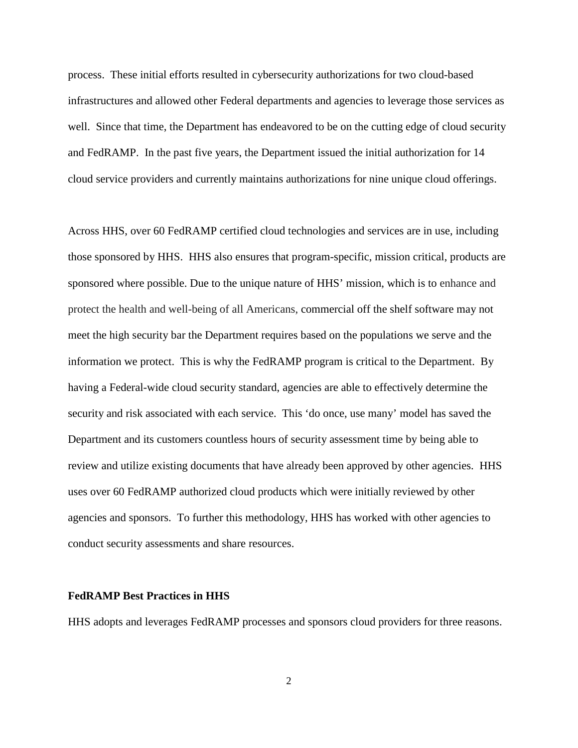process. These initial efforts resulted in cybersecurity authorizations for two cloud-based infrastructures and allowed other Federal departments and agencies to leverage those services as well. Since that time, the Department has endeavored to be on the cutting edge of cloud security and FedRAMP. In the past five years, the Department issued the initial authorization for 14 cloud service providers and currently maintains authorizations for nine unique cloud offerings.

Across HHS, over 60 FedRAMP certified cloud technologies and services are in use, including those sponsored by HHS. HHS also ensures that program-specific, mission critical, products are sponsored where possible. Due to the unique nature of HHS' mission, which is to enhance and protect the health and well-being of all Americans, commercial off the shelf software may not meet the high security bar the Department requires based on the populations we serve and the information we protect. This is why the FedRAMP program is critical to the Department. By having a Federal-wide cloud security standard, agencies are able to effectively determine the security and risk associated with each service. This 'do once, use many' model has saved the Department and its customers countless hours of security assessment time by being able to review and utilize existing documents that have already been approved by other agencies. HHS uses over 60 FedRAMP authorized cloud products which were initially reviewed by other agencies and sponsors. To further this methodology, HHS has worked with other agencies to conduct security assessments and share resources.

**FedRAMP Best Practices in HHS**

HHS adopts and leverages FedRAMP processes and sponsors cloud providers for three reasons.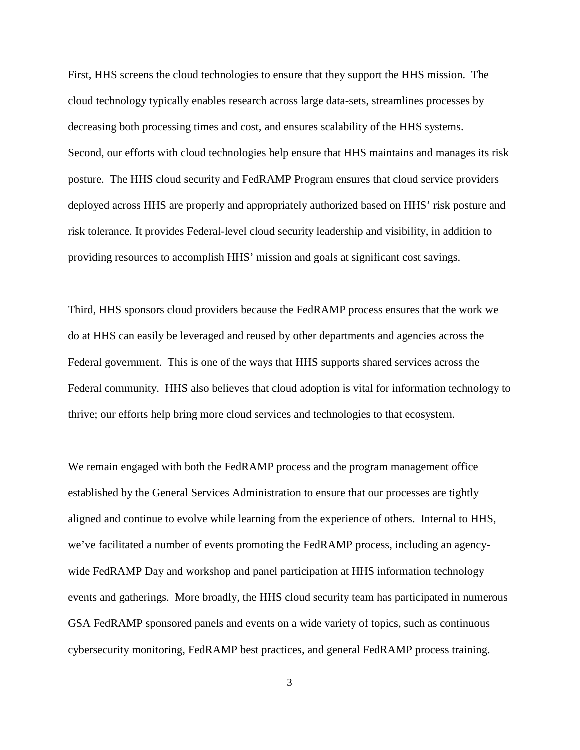First, HHS screens the cloud technologies to ensure that they support the HHS mission. The cloud technology typically enables research across large data-sets, streamlines processes by decreasing both processing times and cost, and ensures scalability of the HHS systems. Second, our efforts with cloud technologies help ensure that HHS maintains and manages its risk posture. The HHS cloud security and FedRAMP Program ensures that cloud service providers deployed across HHS are properly and appropriately authorized based on HHS' risk posture and risk tolerance. It provides Federal-level cloud security leadership and visibility, in addition to providing resources to accomplish HHS' mission and goals at significant cost savings.

Third, HHS sponsors cloud providers because the FedRAMP process ensures that the work we do at HHS can easily be leveraged and reused by other departments and agencies across the Federal government. This is one of the ways that HHS supports shared services across the Federal community. HHS also believes that cloud adoption is vital for information technology to thrive; our efforts help bring more cloud services and technologies to that ecosystem.

We remain engaged with both the FedRAMP process and the program management office established by the General Services Administration to ensure that our processes are tightly aligned and continue to evolve while learning from the experience of others. Internal to HHS, we've facilitated a number of events promoting the FedRAMP process, including an agency-wide FedRAMP Day and workshop and panel participation at HHS information technology events and gatherings. More broadly, the HHS cloud security team has participated in numerous GSA FedRAMP sponsored panels and events on a wide variety of topics, such as continuous cybersecurity monitoring, FedRAMP best practices, and general FedRAMP process training.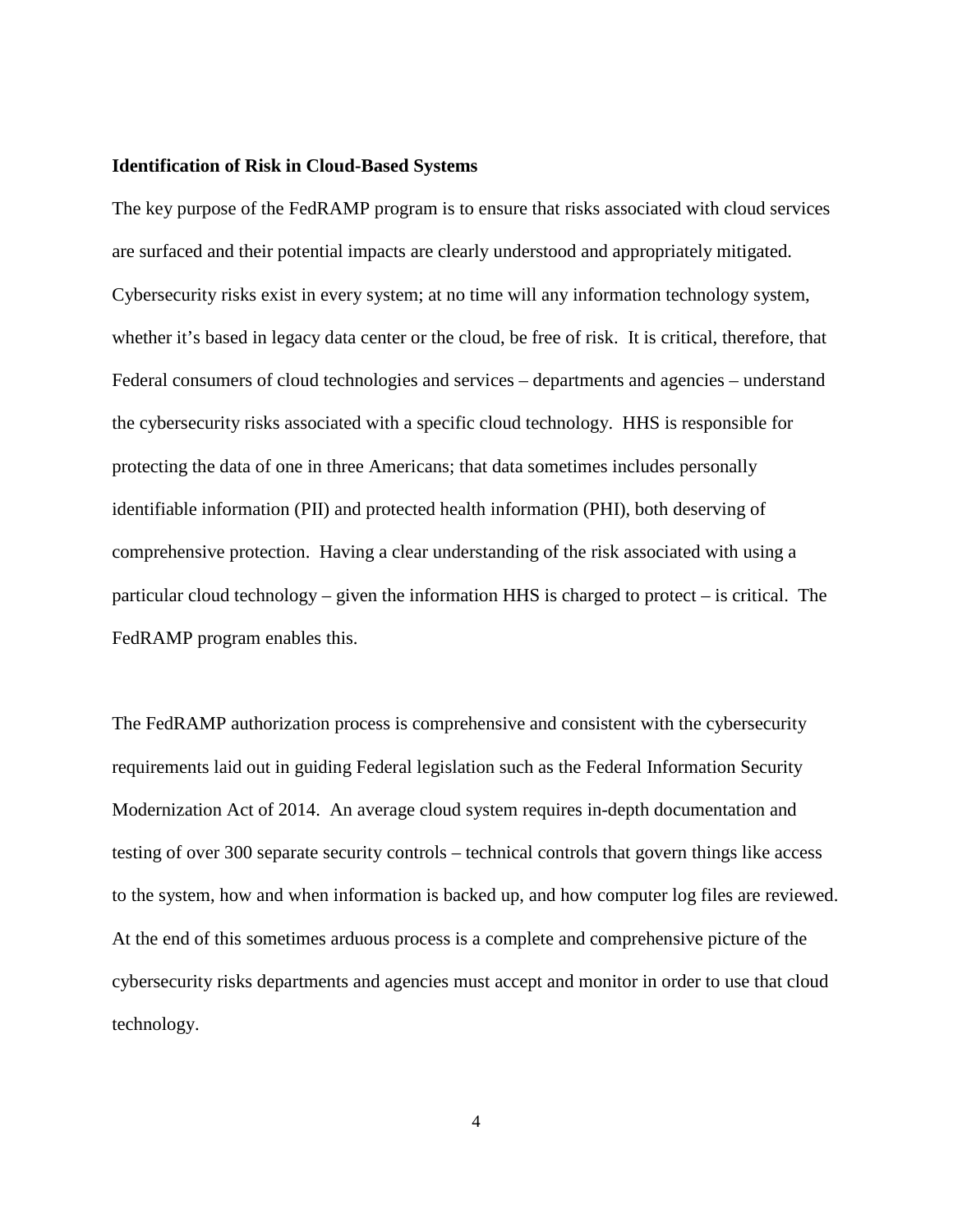**Identification of Risk in Cloud-Based Systems**

The key purpose of the FedRAMP program is to ensure that risks associated with cloud services are surfaced and their potential impacts are clearly understood and appropriately mitigated. Cybersecurity risks exist in every system; at no time will any information technology system, whether it's based in legacy data center or the cloud, be free of risk. It is critical, therefore, that Federal consumers of cloud technologies and services – departments and agencies – understand the cybersecurity risks associated with a specific cloud technology. HHS is responsible for protecting the data of one in three Americans; that data sometimes includes personally identifiable information (PII) and protected health information (PHI), both deserving of comprehensive protection. Having a clear understanding of the risk associated with using a particular cloud technology – given the information HHS is charged to protect – is critical. The FedRAMP program enables this.

The FedRAMP authorization process is comprehensive and consistent with the cybersecurity requirements laid out in guiding Federal legislation such as the Federal Information Security Modernization Act of 2014. An average cloud system requires in-depth documentation and testing of over 300 separate security controls – technical controls that govern things like access to the system, how and when information is backed up, and how computer log files are reviewed. At the end of this sometimes arduous process is a complete and comprehensive picture of the cybersecurity risks departments and agencies must accept and monitor in order to use that cloud technology.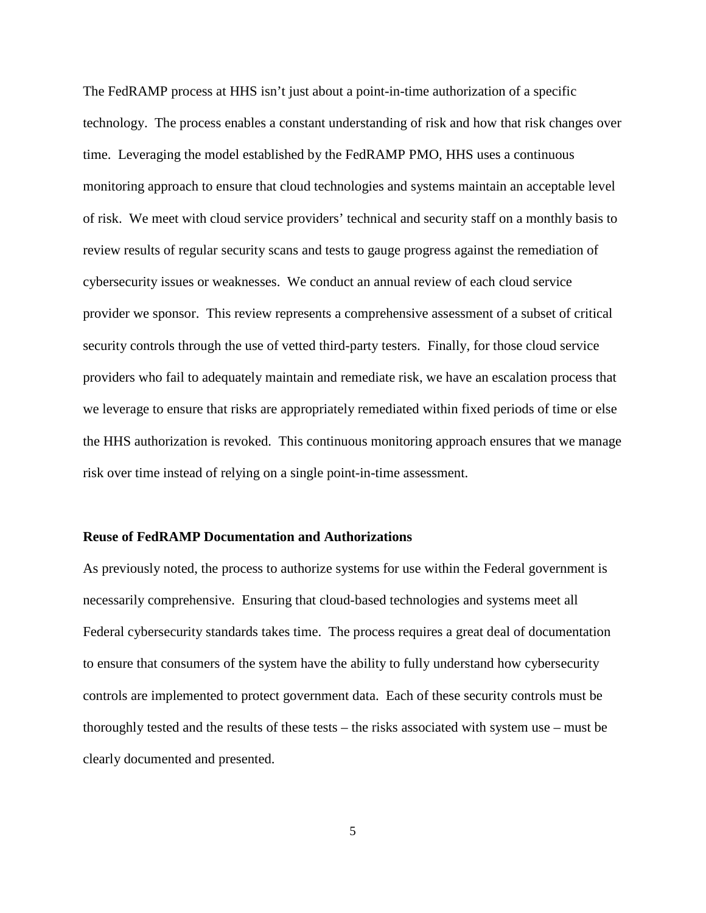The FedRAMP process at HHS isn't just about a point-in-time authorization of a specific technology. The process enables a constant understanding of risk and how that risk changes over time. Leveraging the model established by the FedRAMP PMO, HHS uses a continuous monitoring approach to ensure that cloud technologies and systems maintain an acceptable level of risk. We meet with cloud service providers' technical and security staff on a monthly basis to review results of regular security scans and tests to gauge progress against the remediation of cybersecurity issues or weaknesses. We conduct an annual review of each cloud service provider we sponsor. This review represents a comprehensive assessment of a subset of critical security controls through the use of vetted third-party testers. Finally, for those cloud service providers who fail to adequately maintain and remediate risk, we have an escalation process that we leverage to ensure that risks are appropriately remediated within fixed periods of time or else the HHS authorization is revoked. This continuous monitoring approach ensures that we manage risk over time instead of relying on a single point-in-time assessment.

**Reuse of FedRAMP Documentation and Authorizations**

As previously noted, the process to authorize systems for use within the Federal government is necessarily comprehensive. Ensuring that cloud-based technologies and systems meet all Federal cybersecurity standards takes time. The process requires a great deal of documentation to ensure that consumers of the system have the ability to fully understand how cybersecurity controls are implemented to protect government data. Each of these security controls must be thoroughly tested and the results of these tests – the risks associated with system use – must be clearly documented and presented.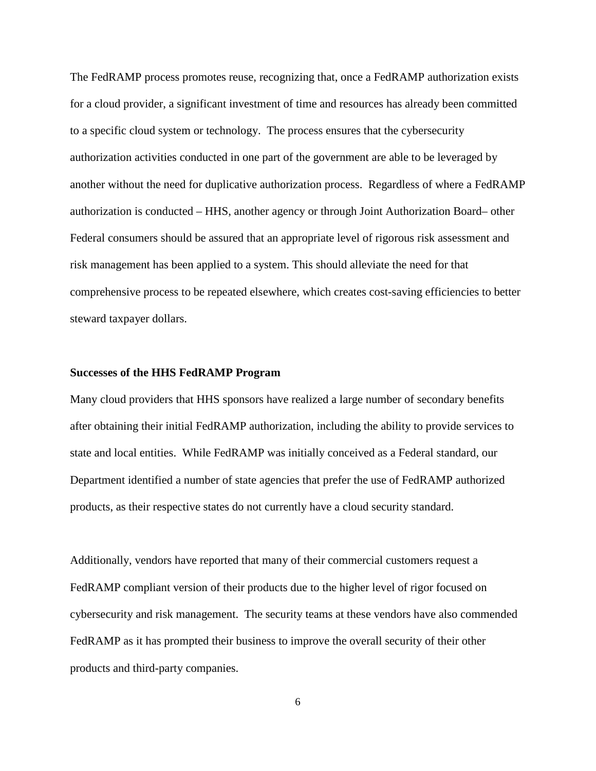The FedRAMP process promotes reuse, recognizing that, once a FedRAMP authorization exists for a cloud provider, a significant investment of time and resources has already been committed to a specific cloud system or technology. The process ensures that the cybersecurity authorization activities conducted in one part of the government are able to be leveraged by another without the need for duplicative authorization process. Regardless of where a FedRAMP authorization is conducted – HHS, another agency or through Joint Authorization Board– other Federal consumers should be assured that an appropriate level of rigorous risk assessment and risk management has been applied to a system. This should alleviate the need for that comprehensive process to be repeated elsewhere, which creates cost-saving efficiencies to better steward taxpayer dollars.

**Successes of the HHS FedRAMP Program**

Many cloud providers that HHS sponsors have realized a large number of secondary benefits after obtaining their initial FedRAMP authorization, including the ability to provide services to state and local entities. While FedRAMP was initially conceived as a Federal standard, our Department identified a number of state agencies that prefer the use of FedRAMP authorized products, as their respective states do not currently have a cloud security standard.

Additionally, vendors have reported that many of their commercial customers request a FedRAMP compliant version of their products due to the higher level of rigor focused on cybersecurity and risk management. The security teams at these vendors have also commended FedRAMP as it has prompted their business to improve the overall security of their other products and third-party companies.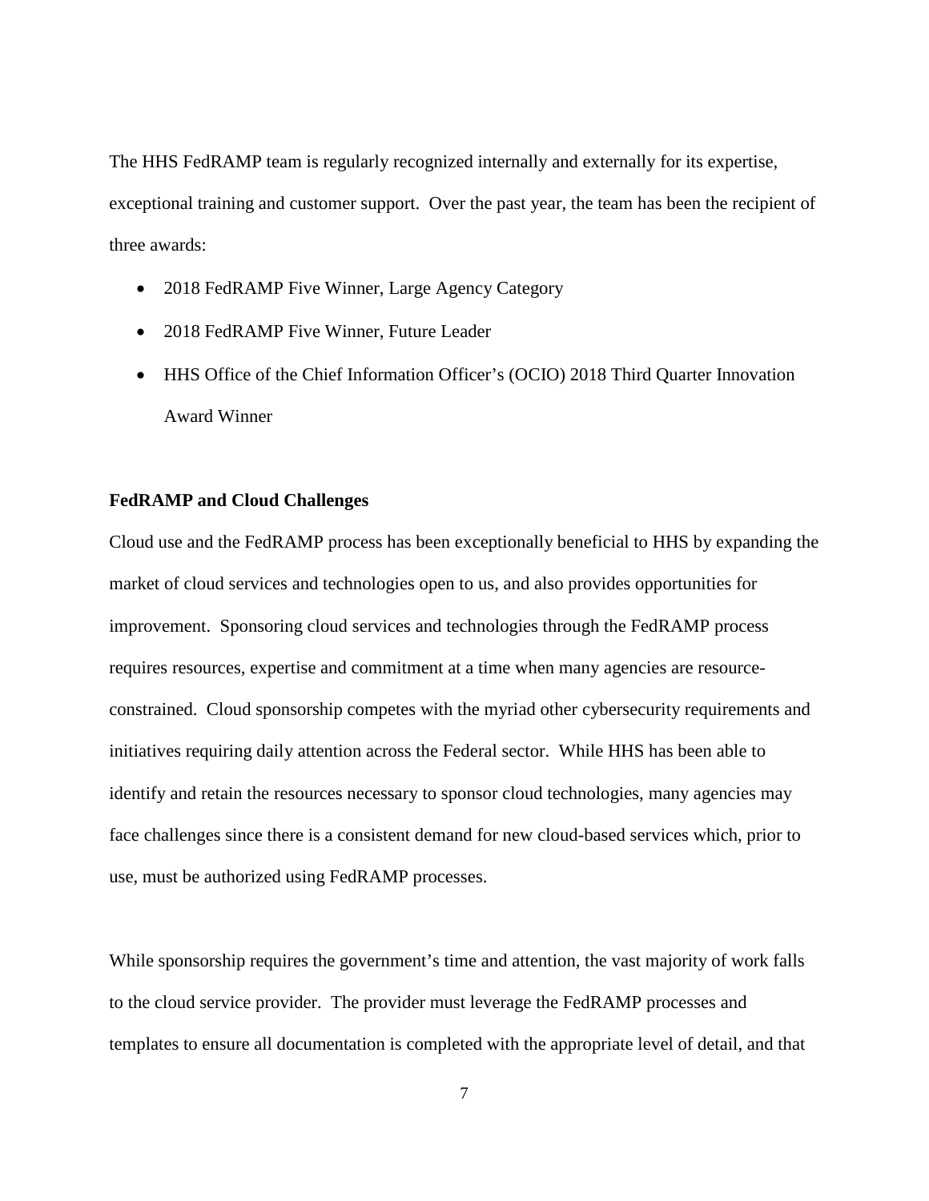The HHS FedRAMP team is regularly recognized internally and externally for its expertise, exceptional training and customer support. Over the past year, the team has been the recipient of three awards:

- 2018 FedRAMP Five Winner, Large Agency Category
- 2018 FedRAMP Five Winner, Future Leader
- HHS Office of the Chief Information Officer's (OCIO) 2018 Third Quarter Innovation Award Winner

**FedRAMP and Cloud Challenges**

Cloud use and the FedRAMP process has been exceptionally beneficial to HHS by expanding the market of cloud services and technologies open to us, and also provides opportunities for improvement. Sponsoring cloud services and technologies through the FedRAMP process requires resources, expertise and commitment at a time when many agencies are resource-constrained. Cloud sponsorship competes with the myriad other cybersecurity requirements and initiatives requiring daily attention across the Federal sector. While HHS has been able to identify and retain the resources necessary to sponsor cloud technologies, many agencies may face challenges since there is a consistent demand for new cloud-based services which, prior to use, must be authorized using FedRAMP processes.

While sponsorship requires the government's time and attention, the vast majority of work falls to the cloud service provider. The provider must leverage the FedRAMP processes and templates to ensure all documentation is completed with the appropriate level of detail, and that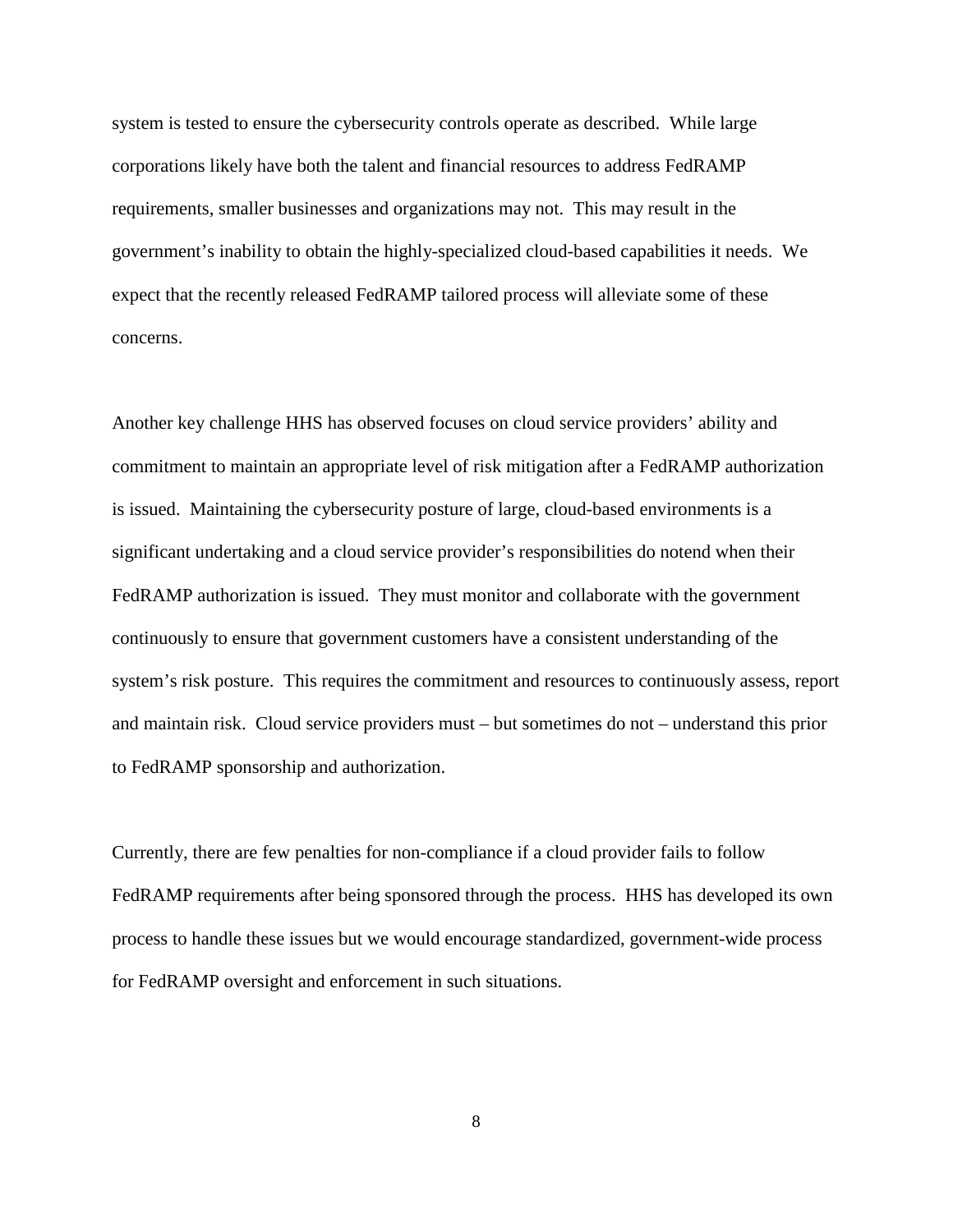system is tested to ensure the cybersecurity controls operate as described. While large corporations likely have both the talent and financial resources to address FedRAMP requirements, smaller businesses and organizations may not. This may result in the government's inability to obtain the highly-specialized cloud-based capabilities it needs. We expect that the recently released FedRAMP tailored process will alleviate some of these concerns.

Another key challenge HHS has observed focuses on cloud service providers' ability and commitment to maintain an appropriate level of risk mitigation after a FedRAMP authorization is issued. Maintaining the cybersecurity posture of large, cloud-based environments is a significant undertaking and a cloud service provider's responsibilities do notend when their FedRAMP authorization is issued. They must monitor and collaborate with the government continuously to ensure that government customers have a consistent understanding of the system's risk posture. This requires the commitment and resources to continuously assess, report and maintain risk. Cloud service providers must – but sometimes do not – understand this prior to FedRAMP sponsorship and authorization.

Currently, there are few penalties for non-compliance if a cloud provider fails to follow FedRAMP requirements after being sponsored through the process. HHS has developed its own process to handle these issues but we would encourage standardized, government-wide process for FedRAMP oversight and enforcement in such situations.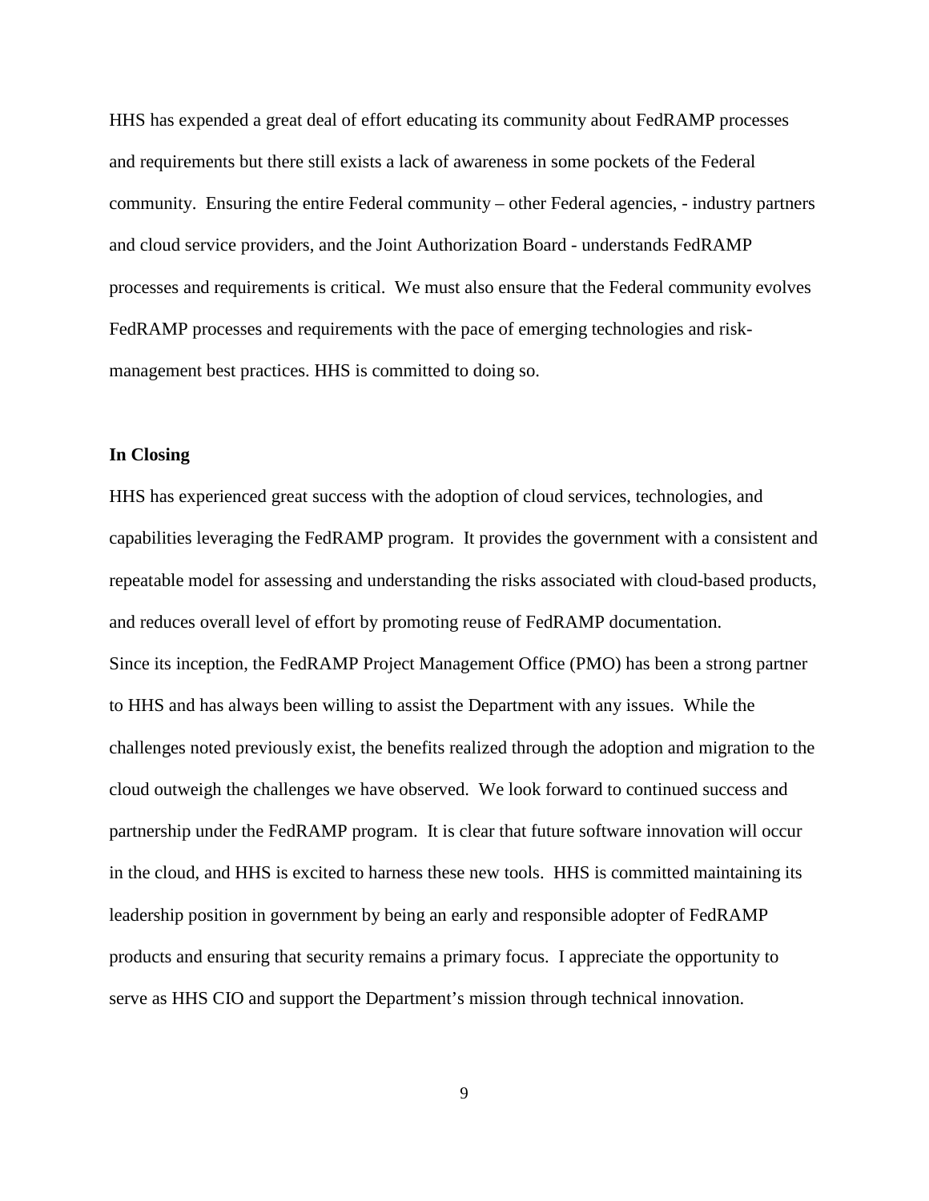HHS has expended a great deal of effort educating its community about FedRAMP processes and requirements but there still exists a lack of awareness in some pockets of the Federal community. Ensuring the entire Federal community – other Federal agencies, - industry partners and cloud service providers, and the Joint Authorization Board - understands FedRAMP processes and requirements is critical. We must also ensure that the Federal community evolves FedRAMP processes and requirements with the pace of emerging technologies and risk-management best practices. HHS is committed to doing so.

**In Closing**

HHS has experienced great success with the adoption of cloud services, technologies, and capabilities leveraging the FedRAMP program. It provides the government with a consistent and repeatable model for assessing and understanding the risks associated with cloud-based products, and reduces overall level of effort by promoting reuse of FedRAMP documentation.
Since its inception, the FedRAMP Project Management Office (PMO) has been a strong partner to HHS and has always been willing to assist the Department with any issues. While the challenges noted previously exist, the benefits realized through the adoption and migration to the cloud outweigh the challenges we have observed. We look forward to continued success and partnership under the FedRAMP program. It is clear that future software innovation will occur in the cloud, and HHS is excited to harness these new tools. HHS is committed maintaining its leadership position in government by being an early and responsible adopter of FedRAMP products and ensuring that security remains a primary focus. I appreciate the opportunity to serve as HHS CIO and support the Department's mission through technical innovation.